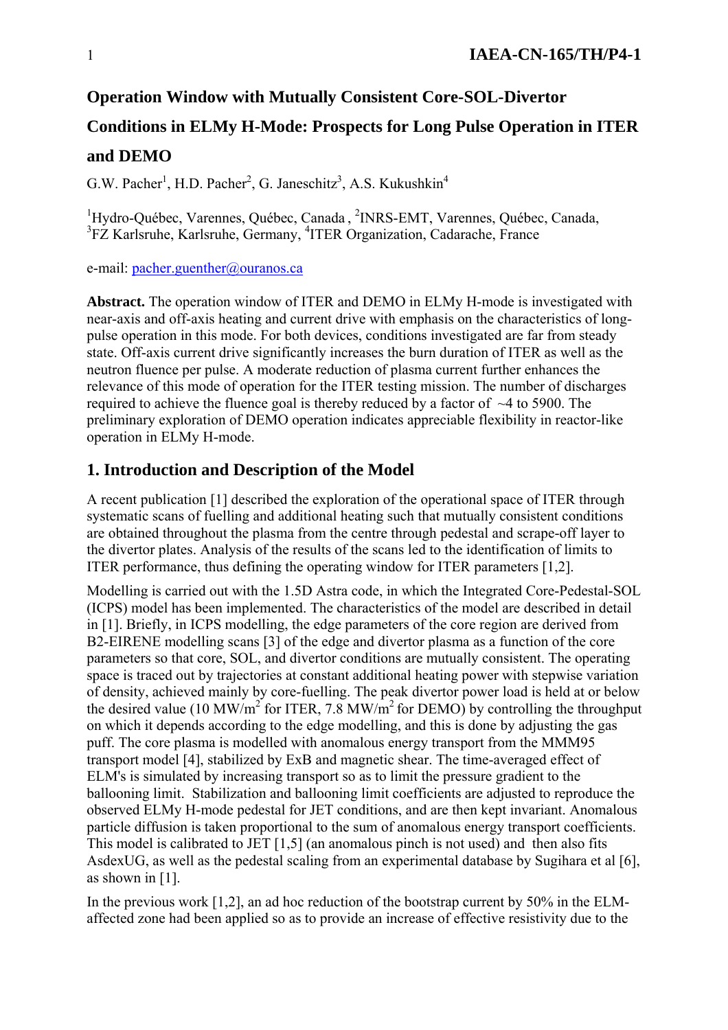# Operation Window with Mutually Consistent Core-SOL-Divertor Conditions in ELMy H-Mode: Prospects for Long Pulse Operation in ITER and DEMO

G.W. Pacher[1], H.D. Pacher[2], G. Janeschitz[3], A.S. Kukushkin[4]

[1]Hydro-Québec, Varennes, Québec, Canada , [2]INRS-EMT, Varennes, Québec, Canada, [3]FZ Karlsruhe, Karlsruhe, Germany, [4]ITER Organization, Cadarache, France

e-mail: pacher.guenther@ouranos.ca

**Abstract.** The operation window of ITER and DEMO in ELMy H-mode is investigated with near-axis and off-axis heating and current drive with emphasis on the characteristics of long-pulse operation in this mode. For both devices, conditions investigated are far from steady state. Off-axis current drive significantly increases the burn duration of ITER as well as the neutron fluence per pulse. A moderate reduction of plasma current further enhances the relevance of this mode of operation for the ITER testing mission. The number of discharges required to achieve the fluence goal is thereby reduced by a factor of ~4 to 5900. The preliminary exploration of DEMO operation indicates appreciable flexibility in reactor-like operation in ELMy H-mode.

## 1. Introduction and Description of the Model

A recent publication [1] described the exploration of the operational space of ITER through systematic scans of fuelling and additional heating such that mutually consistent conditions are obtained throughout the plasma from the centre through pedestal and scrape-off layer to the divertor plates. Analysis of the results of the scans led to the identification of limits to ITER performance, thus defining the operating window for ITER parameters [1,2].

Modelling is carried out with the 1.5D Astra code, in which the Integrated Core-Pedestal-SOL (ICPS) model has been implemented. The characteristics of the model are described in detail in [1]. Briefly, in ICPS modelling, the edge parameters of the core region are derived from B2-EIRENE modelling scans [3] of the edge and divertor plasma as a function of the core parameters so that core, SOL, and divertor conditions are mutually consistent. The operating space is traced out by trajectories at constant additional heating power with stepwise variation of density, achieved mainly by core-fuelling. The peak divertor power load is held at or below the desired value (10 MW/m$^2$ for ITER, 7.8 MW/m$^2$ for DEMO) by controlling the throughput on which it depends according to the edge modelling, and this is done by adjusting the gas puff. The core plasma is modelled with anomalous energy transport from the MMM95 transport model [4], stabilized by ExB and magnetic shear. The time-averaged effect of ELM's is simulated by increasing transport so as to limit the pressure gradient to the ballooning limit. Stabilization and ballooning limit coefficients are adjusted to reproduce the observed ELMy H-mode pedestal for JET conditions, and are then kept invariant. Anomalous particle diffusion is taken proportional to the sum of anomalous energy transport coefficients. This model is calibrated to JET [1,5] (an anomalous pinch is not used) and then also fits AsdexUG, as well as the pedestal scaling from an experimental database by Sugihara et al [6], as shown in [1].

In the previous work [1,2], an ad hoc reduction of the bootstrap current by 50% in the ELM-affected zone had been applied so as to provide an increase of effective resistivity due to the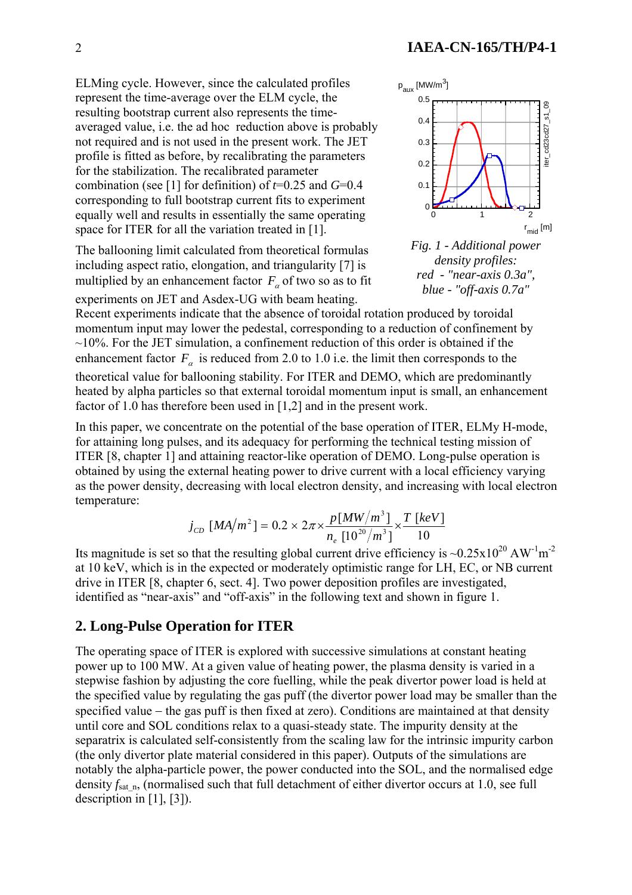ELMing cycle. However, since the calculated profiles represent the time-average over the ELM cycle, the resulting bootstrap current also represents the time-averaged value, i.e. the ad hoc reduction above is probably not required and is not used in the present work. The JET profile is fitted as before, by recalibrating the parameters for the stabilization. The recalibrated parameter combination (see [1] for definition) of $t$=0.25 and $G$=0.4 corresponding to full bootstrap current fits to experiment equally well and results in essentially the same operating space for ITER for all the variation treated in [1].

The ballooning limit calculated from theoretical formulas including aspect ratio, elongation, and triangularity [7] is multiplied by an enhancement factor $F_{\alpha}$ of two so as to fit experiments on JET and Asdex-UG with beam heating.

*Fig. 1 - Additional power density profiles: red - "near-axis 0.3a", blue - "off-axis 0.7a"*

Recent experiments indicate that the absence of toroidal rotation produced by toroidal momentum input may lower the pedestal, corresponding to a reduction of confinement by ~10%. For the JET simulation, a confinement reduction of this order is obtained if the enhancement factor $F_{\alpha}$ is reduced from 2.0 to 1.0 i.e. the limit then corresponds to the theoretical value for ballooning stability. For ITER and DEMO, which are predominantly heated by alpha particles so that external toroidal momentum input is small, an enhancement factor of 1.0 has therefore been used in [1,2] and in the present work.

In this paper, we concentrate on the potential of the base operation of ITER, ELMy H-mode, for attaining long pulses, and its adequacy for performing the technical testing mission of ITER [8, chapter 1] and attaining reactor-like operation of DEMO. Long-pulse operation is obtained by using the external heating power to drive current with a local efficiency varying as the power density, decreasing with local electron density, and increasing with local electron temperature:

$$j_{CD}\ [MA/m^2] = 0.2 \times 2\pi \times \frac{p[MW/m^3]}{n_e\ [10^{20}/m^3]} \times \frac{T\ [keV]}{10}$$

Its magnitude is set so that the resulting global current drive efficiency is ~$0.25 \times 10^{20}$ $AW^{-1}m^{-2}$ at 10 keV, which is in the expected or moderately optimistic range for LH, EC, or NB current drive in ITER [8, chapter 6, sect. 4]. Two power deposition profiles are investigated, identified as "near-axis" and "off-axis" in the following text and shown in figure 1.

## 2. Long-Pulse Operation for ITER

The operating space of ITER is explored with successive simulations at constant heating power up to 100 MW. At a given value of heating power, the plasma density is varied in a stepwise fashion by adjusting the core fuelling, while the peak divertor power load is held at the specified value by regulating the gas puff (the divertor power load may be smaller than the specified value – the gas puff is then fixed at zero). Conditions are maintained at that density until core and SOL conditions relax to a quasi-steady state. The impurity density at the separatrix is calculated self-consistently from the scaling law for the intrinsic impurity carbon (the only divertor plate material considered in this paper). Outputs of the simulations are notably the alpha-particle power, the power conducted into the SOL, and the normalised edge density $f_{sat\_n}$, (normalised such that full detachment of either divertor occurs at 1.0, see full description in [1], [3]).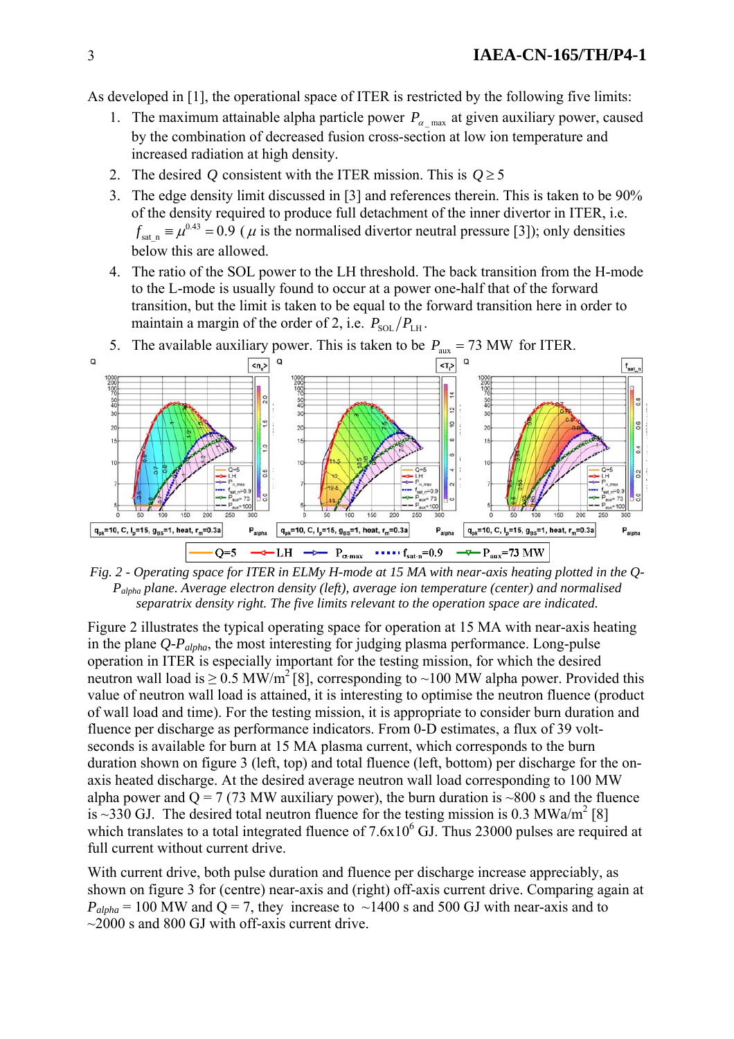As developed in [1], the operational space of ITER is restricted by the following five limits:

1. The maximum attainable alpha particle power $P_{\alpha\_max}$ at given auxiliary power, caused by the combination of decreased fusion cross-section at low ion temperature and increased radiation at high density.
2. The desired $Q$ consistent with the ITER mission. This is $Q \geq 5$
3. The edge density limit discussed in [3] and references therein. This is taken to be 90% of the density required to produce full detachment of the inner divertor in ITER, i.e. $f_{sat\_n} \equiv \mu^{0.43} = 0.9$ ($\mu$ is the normalised divertor neutral pressure [3]); only densities below this are allowed.
4. The ratio of the SOL power to the LH threshold. The back transition from the H-mode to the L-mode is usually found to occur at a power one-half that of the forward transition, but the limit is taken to be equal to the forward transition here in order to maintain a margin of the order of 2, i.e. $P_{SOL}/P_{LH}$.
5. The available auxiliary power. This is taken to be $P_{aux} = 73$ MW for ITER.

*Fig. 2 - Operating space for ITER in ELMy H-mode at 15 MA with near-axis heating plotted in the Q-$P_{alpha}$ plane. Average electron density (left), average ion temperature (center) and normalised separatrix density right. The five limits relevant to the operation space are indicated.*

Figure 2 illustrates the typical operating space for operation at 15 MA with near-axis heating in the plane *Q*-$P_{alpha}$, the most interesting for judging plasma performance. Long-pulse operation in ITER is especially important for the testing mission, for which the desired neutron wall load is $\geq 0.5$ MW/m$^2$ [8], corresponding to ~100 MW alpha power. Provided this value of neutron wall load is attained, it is interesting to optimise the neutron fluence (product of wall load and time). For the testing mission, it is appropriate to consider burn duration and fluence per discharge as performance indicators. From 0-D estimates, a flux of 39 volt-seconds is available for burn at 15 MA plasma current, which corresponds to the burn duration shown on figure 3 (left, top) and total fluence (left, bottom) per discharge for the on-axis heated discharge. At the desired average neutron wall load corresponding to 100 MW alpha power and Q = 7 (73 MW auxiliary power), the burn duration is ~800 s and the fluence is ~330 GJ. The desired total neutron fluence for the testing mission is 0.3 MWa/m$^2$ [8] which translates to a total integrated fluence of 7.6x10$^6$ GJ. Thus 23000 pulses are required at full current without current drive.

With current drive, both pulse duration and fluence per discharge increase appreciably, as shown on figure 3 for (centre) near-axis and (right) off-axis current drive. Comparing again at $P_{alpha}$ = 100 MW and Q = 7, they increase to ~1400 s and 500 GJ with near-axis and to ~2000 s and 800 GJ with off-axis current drive.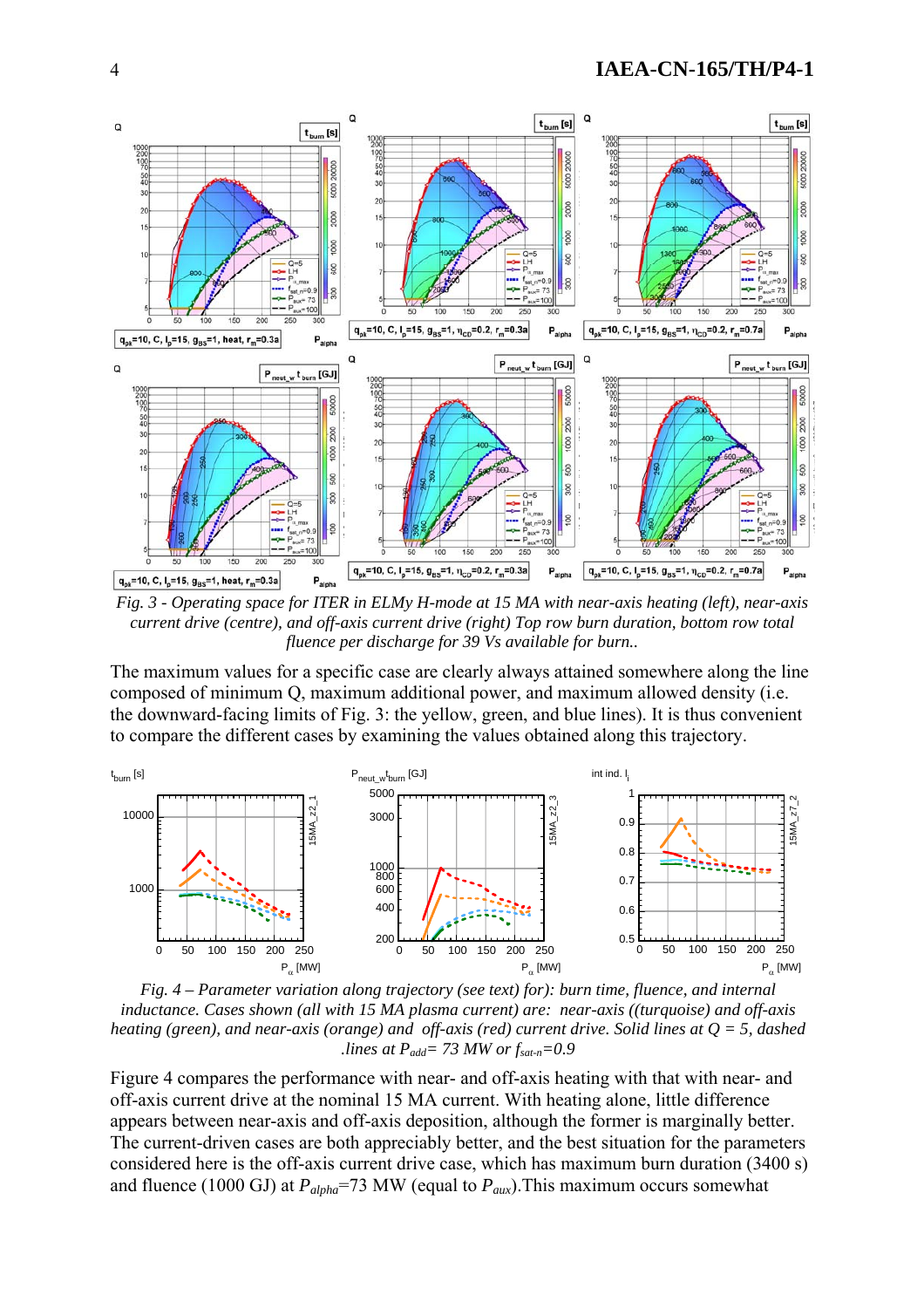*Fig. 3 - Operating space for ITER in ELMy H-mode at 15 MA with near-axis heating (left), near-axis current drive (centre), and off-axis current drive (right) Top row burn duration, bottom row total fluence per discharge for 39 Vs available for burn..*

The maximum values for a specific case are clearly always attained somewhere along the line composed of minimum Q, maximum additional power, and maximum allowed density (i.e. the downward-facing limits of Fig. 3: the yellow, green, and blue lines). It is thus convenient to compare the different cases by examining the values obtained along this trajectory.

*Fig. 4 – Parameter variation along trajectory (see text) for): burn time, fluence, and internal inductance. Cases shown (all with 15 MA plasma current) are: near-axis ((turquoise) and off-axis heating (green), and near-axis (orange) and off-axis (red) current drive. Solid lines at Q = 5, dashed .lines at $P_{add}$= 73 MW or $f_{sat\text{-}n}$=0.9*

Figure 4 compares the performance with near- and off-axis heating with that with near- and off-axis current drive at the nominal 15 MA current. With heating alone, little difference appears between near-axis and off-axis deposition, although the former is marginally better. The current-driven cases are both appreciably better, and the best situation for the parameters considered here is the off-axis current drive case, which has maximum burn duration (3400 s) and fluence (1000 GJ) at $P_{alpha}$=73 MW (equal to $P_{aux}$).This maximum occurs somewhat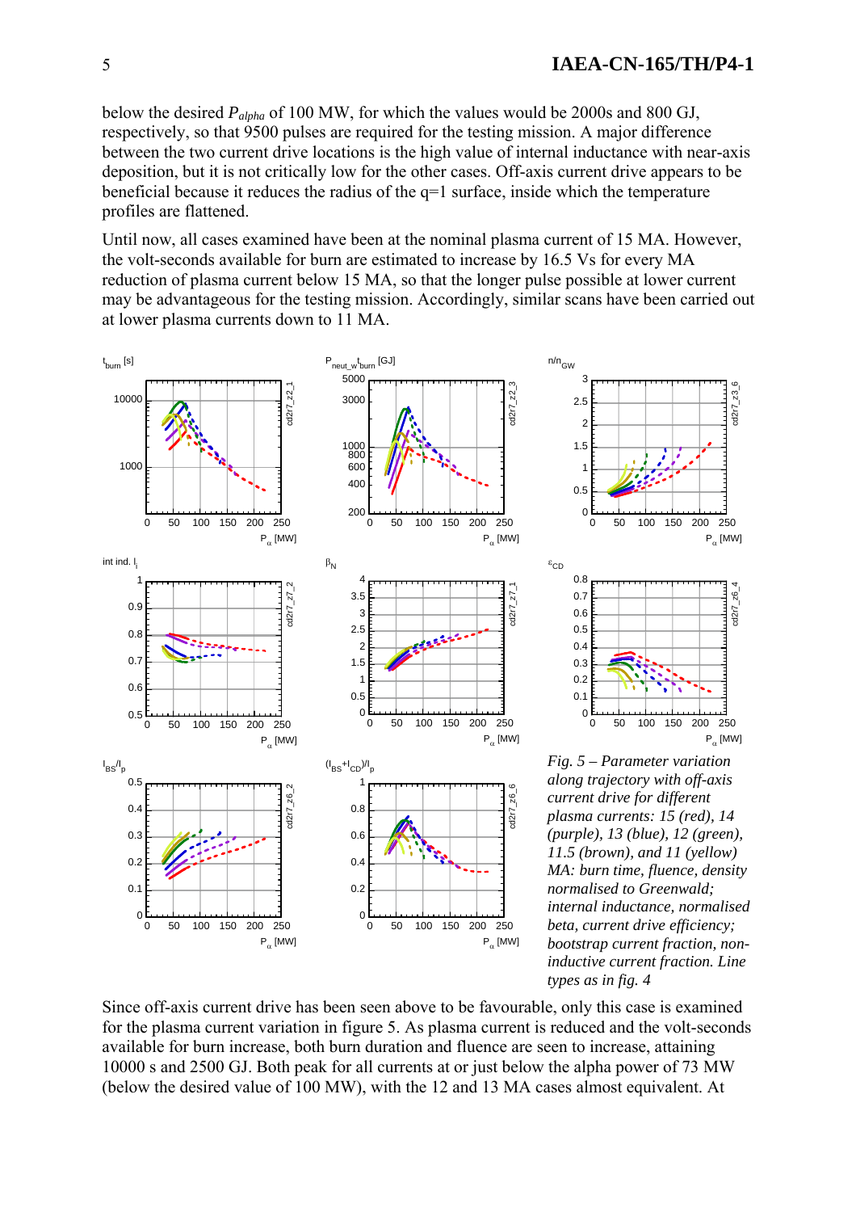below the desired $P_{alpha}$ of 100 MW, for which the values would be 2000s and 800 GJ, respectively, so that 9500 pulses are required for the testing mission. A major difference between the two current drive locations is the high value of internal inductance with near-axis deposition, but it is not critically low for the other cases. Off-axis current drive appears to be beneficial because it reduces the radius of the q=1 surface, inside which the temperature profiles are flattened.

Until now, all cases examined have been at the nominal plasma current of 15 MA. However, the volt-seconds available for burn are estimated to increase by 16.5 Vs for every MA reduction of plasma current below 15 MA, so that the longer pulse possible at lower current may be advantageous for the testing mission. Accordingly, similar scans have been carried out at lower plasma currents down to 11 MA.

*Fig. 5 – Parameter variation along trajectory with off-axis current drive for different plasma currents: 15 (red), 14 (purple), 13 (blue), 12 (green), 11.5 (brown), and 11 (yellow) MA: burn time, fluence, density normalised to Greenwald; internal inductance, normalised beta, current drive efficiency; bootstrap current fraction, non-inductive current fraction. Line types as in fig. 4*

Since off-axis current drive has been seen above to be favourable, only this case is examined for the plasma current variation in figure 5. As plasma current is reduced and the volt-seconds available for burn increase, both burn duration and fluence are seen to increase, attaining 10000 s and 2500 GJ. Both peak for all currents at or just below the alpha power of 73 MW (below the desired value of 100 MW), with the 12 and 13 MA cases almost equivalent. At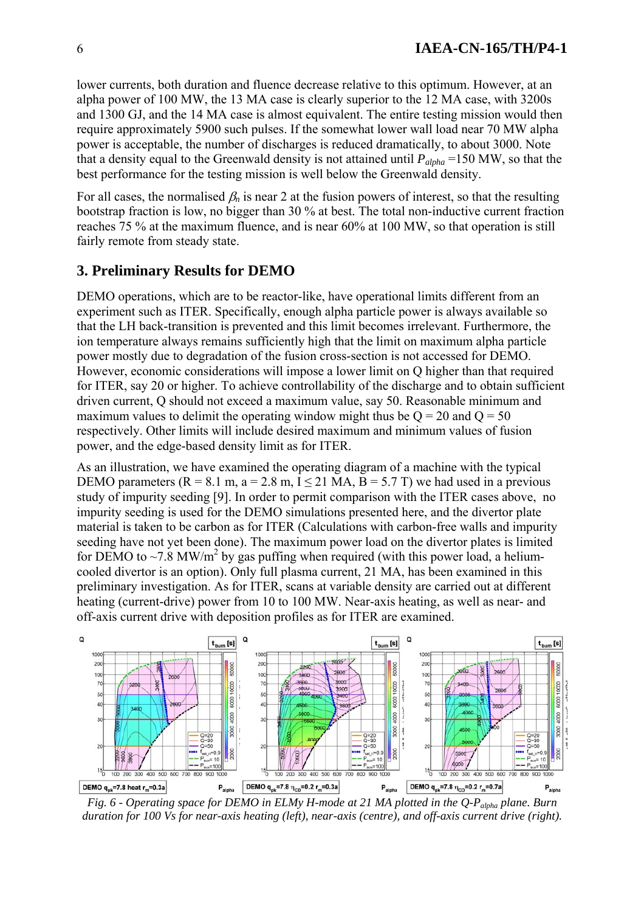lower currents, both duration and fluence decrease relative to this optimum. However, at an alpha power of 100 MW, the 13 MA case is clearly superior to the 12 MA case, with 3200s and 1300 GJ, and the 14 MA case is almost equivalent. The entire testing mission would then require approximately 5900 such pulses. If the somewhat lower wall load near 70 MW alpha power is acceptable, the number of discharges is reduced dramatically, to about 3000. Note that a density equal to the Greenwald density is not attained until $P_{alpha}$ =150 MW, so that the best performance for the testing mission is well below the Greenwald density.

For all cases, the normalised $\beta_n$ is near 2 at the fusion powers of interest, so that the resulting bootstrap fraction is low, no bigger than 30 % at best. The total non-inductive current fraction reaches 75 % at the maximum fluence, and is near 60% at 100 MW, so that operation is still fairly remote from steady state.

## 3. Preliminary Results for DEMO

DEMO operations, which are to be reactor-like, have operational limits different from an experiment such as ITER. Specifically, enough alpha particle power is always available so that the LH back-transition is prevented and this limit becomes irrelevant. Furthermore, the ion temperature always remains sufficiently high that the limit on maximum alpha particle power mostly due to degradation of the fusion cross-section is not accessed for DEMO. However, economic considerations will impose a lower limit on Q higher than that required for ITER, say 20 or higher. To achieve controllability of the discharge and to obtain sufficient driven current, Q should not exceed a maximum value, say 50. Reasonable minimum and maximum values to delimit the operating window might thus be Q = 20 and Q = 50 respectively. Other limits will include desired maximum and minimum values of fusion power, and the edge-based density limit as for ITER.

As an illustration, we have examined the operating diagram of a machine with the typical DEMO parameters (R = 8.1 m, a = 2.8 m, I ≤ 21 MA, B = 5.7 T) we had used in a previous study of impurity seeding [9]. In order to permit comparison with the ITER cases above, no impurity seeding is used for the DEMO simulations presented here, and the divertor plate material is taken to be carbon as for ITER (Calculations with carbon-free walls and impurity seeding have not yet been done). The maximum power load on the divertor plates is limited for DEMO to ~7.8 MW/m$^2$ by gas puffing when required (with this power load, a helium-cooled divertor is an option). Only full plasma current, 21 MA, has been examined in this preliminary investigation. As for ITER, scans at variable density are carried out at different heating (current-drive) power from 10 to 100 MW. Near-axis heating, as well as near- and off-axis current drive with deposition profiles as for ITER are examined.

*Fig. 6 - Operating space for DEMO in ELMy H-mode at 21 MA plotted in the Q-$P_{alpha}$ plane. Burn duration for 100 Vs for near-axis heating (left), near-axis (centre), and off-axis current drive (right).*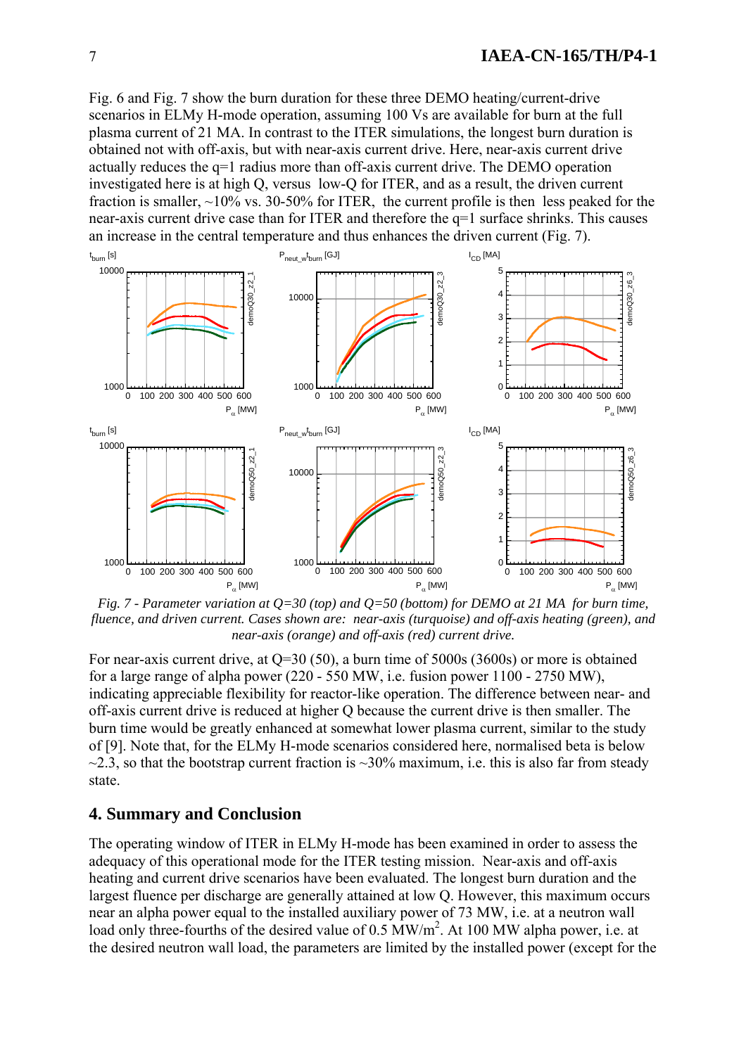Fig. 6 and Fig. 7 show the burn duration for these three DEMO heating/current-drive scenarios in ELMy H-mode operation, assuming 100 Vs are available for burn at the full plasma current of 21 MA. In contrast to the ITER simulations, the longest burn duration is obtained not with off-axis, but with near-axis current drive. Here, near-axis current drive actually reduces the q=1 radius more than off-axis current drive. The DEMO operation investigated here is at high Q, versus low-Q for ITER, and as a result, the driven current fraction is smaller, ~10% vs. 30-50% for ITER, the current profile is then less peaked for the near-axis current drive case than for ITER and therefore the q=1 surface shrinks. This causes an increase in the central temperature and thus enhances the driven current (Fig. 7).

*Fig. 7 - Parameter variation at Q=30 (top) and Q=50 (bottom) for DEMO at 21 MA for burn time, fluence, and driven current. Cases shown are: near-axis (turquoise) and off-axis heating (green), and near-axis (orange) and off-axis (red) current drive.*

For near-axis current drive, at Q=30 (50), a burn time of 5000s (3600s) or more is obtained for a large range of alpha power (220 - 550 MW, i.e. fusion power 1100 - 2750 MW), indicating appreciable flexibility for reactor-like operation. The difference between near- and off-axis current drive is reduced at higher Q because the current drive is then smaller. The burn time would be greatly enhanced at somewhat lower plasma current, similar to the study of [9]. Note that, for the ELMy H-mode scenarios considered here, normalised beta is below ~2.3, so that the bootstrap current fraction is ~30% maximum, i.e. this is also far from steady state.

## 4. Summary and Conclusion

The operating window of ITER in ELMy H-mode has been examined in order to assess the adequacy of this operational mode for the ITER testing mission. Near-axis and off-axis heating and current drive scenarios have been evaluated. The longest burn duration and the largest fluence per discharge are generally attained at low Q. However, this maximum occurs near an alpha power equal to the installed auxiliary power of 73 MW, i.e. at a neutron wall load only three-fourths of the desired value of 0.5 $MW/m^2$. At 100 MW alpha power, i.e. at the desired neutron wall load, the parameters are limited by the installed power (except for the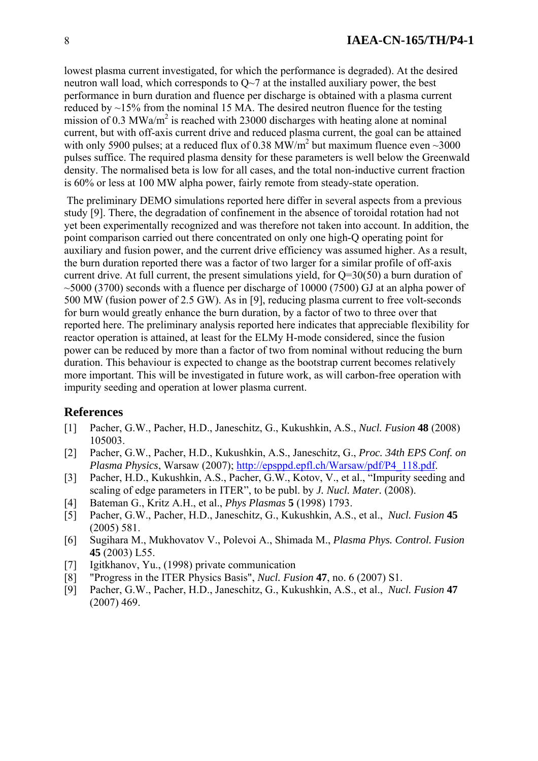lowest plasma current investigated, for which the performance is degraded). At the desired neutron wall load, which corresponds to Q~7 at the installed auxiliary power, the best performance in burn duration and fluence per discharge is obtained with a plasma current reduced by ~15% from the nominal 15 MA. The desired neutron fluence for the testing mission of 0.3 $MWa/m^2$ is reached with 23000 discharges with heating alone at nominal current, but with off-axis current drive and reduced plasma current, the goal can be attained with only 5900 pulses; at a reduced flux of 0.38 $MW/m^2$ but maximum fluence even ~3000 pulses suffice. The required plasma density for these parameters is well below the Greenwald density. The normalised beta is low for all cases, and the total non-inductive current fraction is 60% or less at 100 MW alpha power, fairly remote from steady-state operation.

The preliminary DEMO simulations reported here differ in several aspects from a previous study [9]. There, the degradation of confinement in the absence of toroidal rotation had not yet been experimentally recognized and was therefore not taken into account. In addition, the point comparison carried out there concentrated on only one high-Q operating point for auxiliary and fusion power, and the current drive efficiency was assumed higher. As a result, the burn duration reported there was a factor of two larger for a similar profile of off-axis current drive. At full current, the present simulations yield, for Q=30(50) a burn duration of ~5000 (3700) seconds with a fluence per discharge of 10000 (7500) GJ at an alpha power of 500 MW (fusion power of 2.5 GW). As in [9], reducing plasma current to free volt-seconds for burn would greatly enhance the burn duration, by a factor of two to three over that reported here. The preliminary analysis reported here indicates that appreciable flexibility for reactor operation is attained, at least for the ELMy H-mode considered, since the fusion power can be reduced by more than a factor of two from nominal without reducing the burn duration. This behaviour is expected to change as the bootstrap current becomes relatively more important. This will be investigated in future work, as will carbon-free operation with impurity seeding and operation at lower plasma current.

## References

[1] Pacher, G.W., Pacher, H.D., Janeschitz, G., Kukushkin, A.S., *Nucl. Fusion* **48** (2008) 105003.

[2] Pacher, G.W., Pacher, H.D., Kukushkin, A.S., Janeschitz, G., *Proc. 34th EPS Conf. on Plasma Physics*, Warsaw (2007); http://epsppd.epfl.ch/Warsaw/pdf/P4_118.pdf.

[3] Pacher, H.D., Kukushkin, A.S., Pacher, G.W., Kotov, V., et al., "Impurity seeding and scaling of edge parameters in ITER", to be publ. by *J. Nucl. Mater.* (2008).

[4] Bateman G., Kritz A.H., et al., *Phys Plasmas* **5** (1998) 1793.

[5] Pacher, G.W., Pacher, H.D., Janeschitz, G., Kukushkin, A.S., et al., *Nucl. Fusion* **45** (2005) 581.

[6] Sugihara M., Mukhovatov V., Polevoi A., Shimada M., *Plasma Phys. Control. Fusion* **45** (2003) L55.

[7] Igitkhanov, Yu., (1998) private communication

[8] "Progress in the ITER Physics Basis", *Nucl. Fusion* **47**, no. 6 (2007) S1.

[9] Pacher, G.W., Pacher, H.D., Janeschitz, G., Kukushkin, A.S., et al., *Nucl. Fusion* **47** (2007) 469.